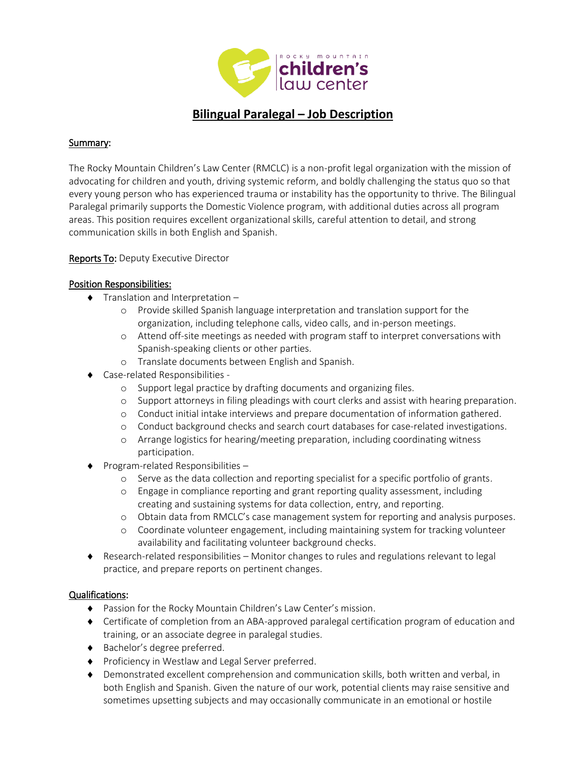# Bilingual Paralegal – Job Description

**Summary:**

The Rocky Mountain Children's Law Center (RMCLC) is a non-profit legal organization with the mission of advocating for children and youth, driving systemic reform, and boldly challenging the status quo so that every young person who has experienced trauma or instability has the opportunity to thrive. The Bilingual Paralegal primarily supports the Domestic Violence program, with additional duties across all program areas. This position requires excellent organizational skills, careful attention to detail, and strong communication skills in both English and Spanish.

**Reports To:** Deputy Executive Director

**Position Responsibilities:**

- Translation and Interpretation –
  - Provide skilled Spanish language interpretation and translation support for the organization, including telephone calls, video calls, and in-person meetings.
  - Attend off-site meetings as needed with program staff to interpret conversations with Spanish-speaking clients or other parties.
  - Translate documents between English and Spanish.
- Case-related Responsibilities -
  - Support legal practice by drafting documents and organizing files.
  - Support attorneys in filing pleadings with court clerks and assist with hearing preparation.
  - Conduct initial intake interviews and prepare documentation of information gathered.
  - Conduct background checks and search court databases for case-related investigations.
  - Arrange logistics for hearing/meeting preparation, including coordinating witness participation.
- Program-related Responsibilities –
  - Serve as the data collection and reporting specialist for a specific portfolio of grants.
  - Engage in compliance reporting and grant reporting quality assessment, including creating and sustaining systems for data collection, entry, and reporting.
  - Obtain data from RMCLC's case management system for reporting and analysis purposes.
  - Coordinate volunteer engagement, including maintaining system for tracking volunteer availability and facilitating volunteer background checks.
- Research-related responsibilities – Monitor changes to rules and regulations relevant to legal practice, and prepare reports on pertinent changes.

**Qualifications:**

- Passion for the Rocky Mountain Children's Law Center's mission.
- Certificate of completion from an ABA-approved paralegal certification program of education and training, or an associate degree in paralegal studies.
- Bachelor's degree preferred.
- Proficiency in Westlaw and Legal Server preferred.
- Demonstrated excellent comprehension and communication skills, both written and verbal, in both English and Spanish. Given the nature of our work, potential clients may raise sensitive and sometimes upsetting subjects and may occasionally communicate in an emotional or hostile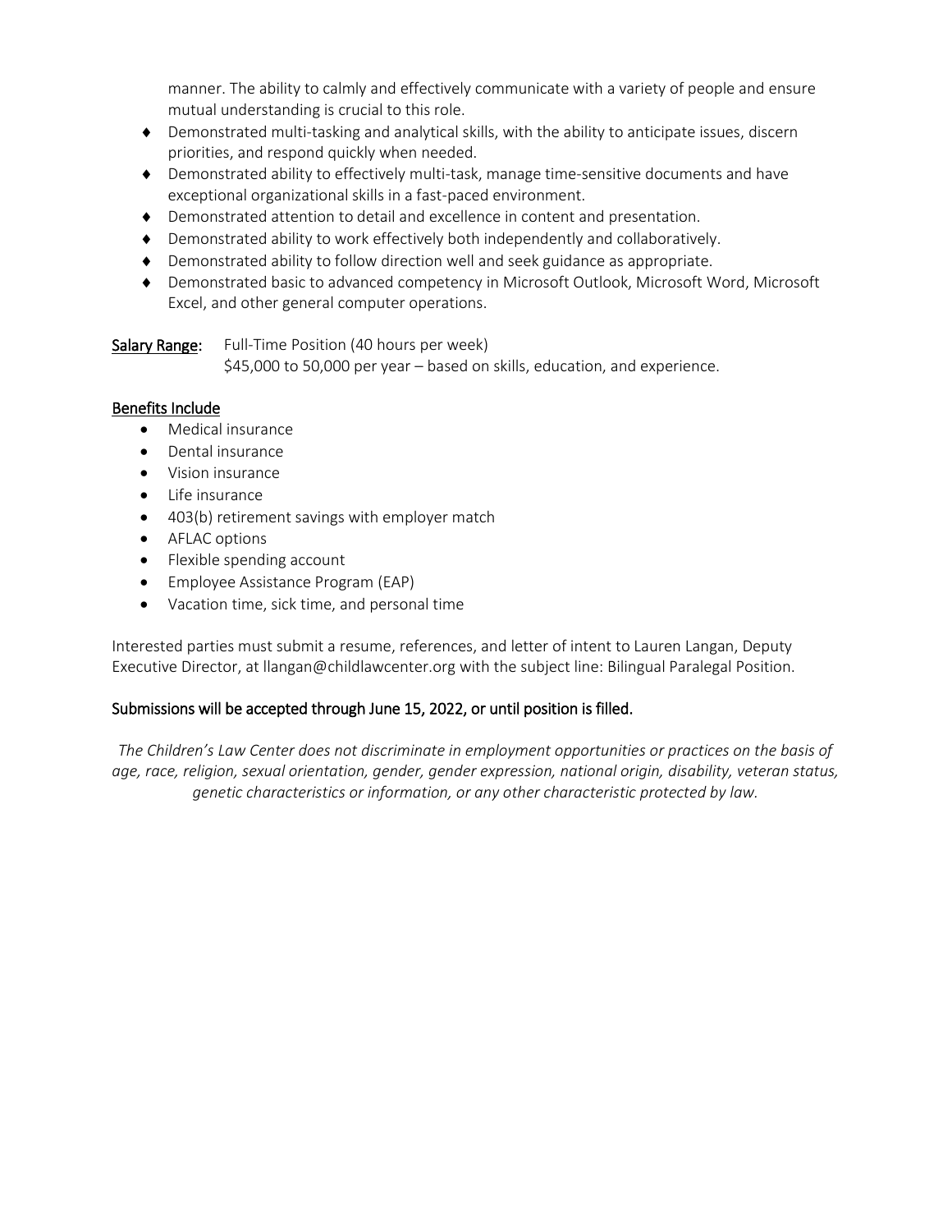manner. The ability to calmly and effectively communicate with a variety of people and ensure mutual understanding is crucial to this role.

- Demonstrated multi-tasking and analytical skills, with the ability to anticipate issues, discern priorities, and respond quickly when needed.
- Demonstrated ability to effectively multi-task, manage time-sensitive documents and have exceptional organizational skills in a fast-paced environment.
- Demonstrated attention to detail and excellence in content and presentation.
- Demonstrated ability to work effectively both independently and collaboratively.
- Demonstrated ability to follow direction well and seek guidance as appropriate.
- Demonstrated basic to advanced competency in Microsoft Outlook, Microsoft Word, Microsoft Excel, and other general computer operations.

**Salary Range:** Full-Time Position (40 hours per week)
$45,000 to 50,000 per year – based on skills, education, and experience.

**Benefits Include**

- Medical insurance
- Dental insurance
- Vision insurance
- Life insurance
- 403(b) retirement savings with employer match
- AFLAC options
- Flexible spending account
- Employee Assistance Program (EAP)
- Vacation time, sick time, and personal time

Interested parties must submit a resume, references, and letter of intent to Lauren Langan, Deputy Executive Director, at llangan@childlawcenter.org with the subject line: Bilingual Paralegal Position.

**Submissions will be accepted through June 15, 2022, or until position is filled.**

*The Children's Law Center does not discriminate in employment opportunities or practices on the basis of age, race, religion, sexual orientation, gender, gender expression, national origin, disability, veteran status, genetic characteristics or information, or any other characteristic protected by law.*